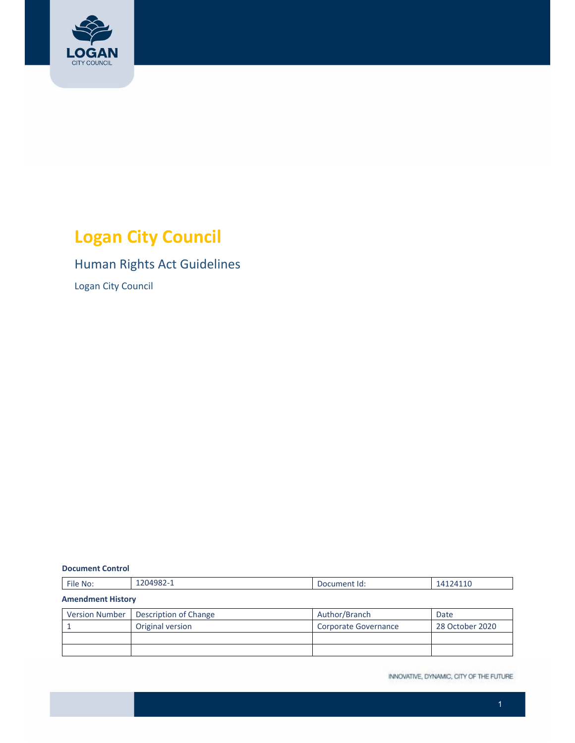# Logan City Council

## Human Rights Act Guidelines

Logan City Council

**Document Control**

| File No: | 1204982-1 | Document Id: | 14124110 |
|---|---|---|---|

**Amendment History**

| Version Number | Description of Change | Author/Branch | Date |
|---|---|---|---|
| 1 | Original version | Corporate Governance | 28 October 2020 |
| | | | |
| | | | |

INNOVATIVE, DYNAMIC, CITY OF THE FUTURE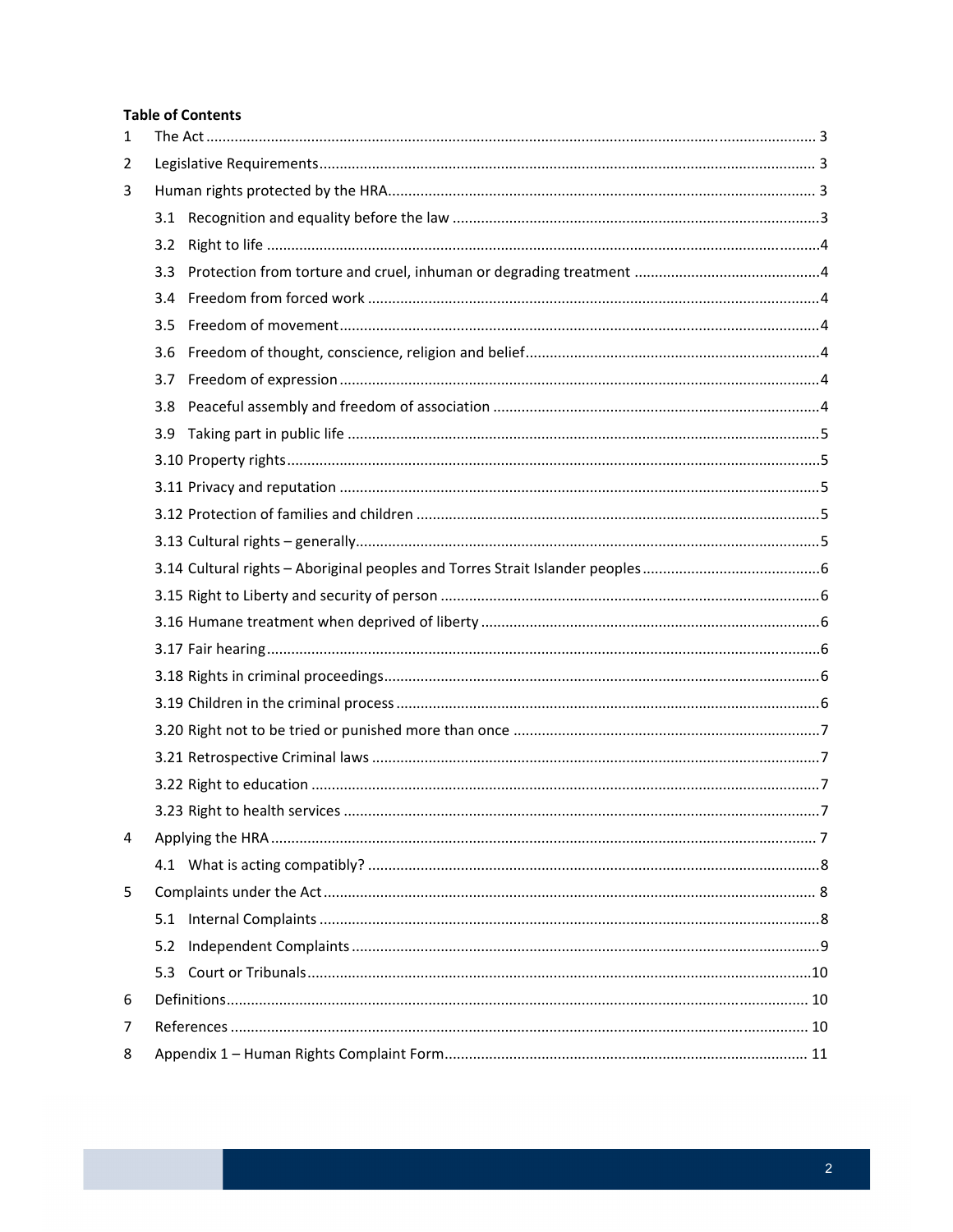**Table of Contents**

1 The Act ..... 3

2 Legislative Requirements ..... 3

3 Human rights protected by the HRA ..... 3

- 3.1 Recognition and equality before the law ..... 3
- 3.2 Right to life ..... 4
- 3.3 Protection from torture and cruel, inhuman or degrading treatment ..... 4
- 3.4 Freedom from forced work ..... 4
- 3.5 Freedom of movement ..... 4
- 3.6 Freedom of thought, conscience, religion and belief ..... 4
- 3.7 Freedom of expression ..... 4
- 3.8 Peaceful assembly and freedom of association ..... 4
- 3.9 Taking part in public life ..... 5
- 3.10 Property rights ..... 5
- 3.11 Privacy and reputation ..... 5
- 3.12 Protection of families and children ..... 5
- 3.13 Cultural rights – generally ..... 5
- 3.14 Cultural rights – Aboriginal peoples and Torres Strait Islander peoples ..... 6
- 3.15 Right to Liberty and security of person ..... 6
- 3.16 Humane treatment when deprived of liberty ..... 6
- 3.17 Fair hearing ..... 6
- 3.18 Rights in criminal proceedings ..... 6
- 3.19 Children in the criminal process ..... 6
- 3.20 Right not to be tried or punished more than once ..... 7
- 3.21 Retrospective Criminal laws ..... 7
- 3.22 Right to education ..... 7
- 3.23 Right to health services ..... 7

4 Applying the HRA ..... 7

- 4.1 What is acting compatibly? ..... 8

5 Complaints under the Act ..... 8

- 5.1 Internal Complaints ..... 8
- 5.2 Independent Complaints ..... 9
- 5.3 Court or Tribunals ..... 10

6 Definitions ..... 10

7 References ..... 10

8 Appendix 1 – Human Rights Complaint Form ..... 11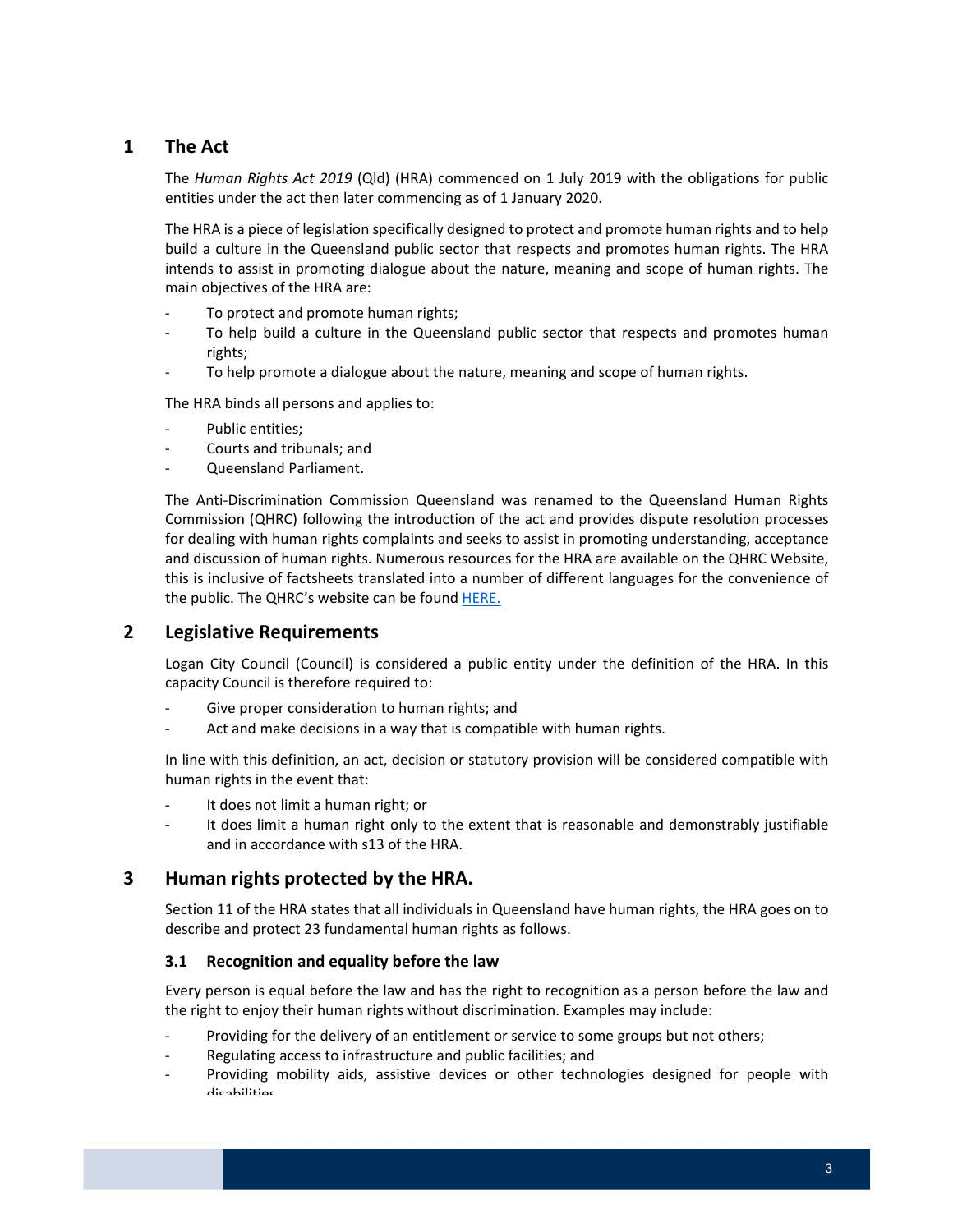# 1 The Act

The *Human Rights Act 2019* (Qld) (HRA) commenced on 1 July 2019 with the obligations for public entities under the act then later commencing as of 1 January 2020.

The HRA is a piece of legislation specifically designed to protect and promote human rights and to help build a culture in the Queensland public sector that respects and promotes human rights. The HRA intends to assist in promoting dialogue about the nature, meaning and scope of human rights. The main objectives of the HRA are:

- To protect and promote human rights;
- To help build a culture in the Queensland public sector that respects and promotes human rights;
- To help promote a dialogue about the nature, meaning and scope of human rights.

The HRA binds all persons and applies to:

- Public entities;
- Courts and tribunals; and
- Queensland Parliament.

The Anti-Discrimination Commission Queensland was renamed to the Queensland Human Rights Commission (QHRC) following the introduction of the act and provides dispute resolution processes for dealing with human rights complaints and seeks to assist in promoting understanding, acceptance and discussion of human rights. Numerous resources for the HRA are available on the QHRC Website, this is inclusive of factsheets translated into a number of different languages for the convenience of the public. The QHRC's website can be found HERE.

# 2 Legislative Requirements

Logan City Council (Council) is considered a public entity under the definition of the HRA. In this capacity Council is therefore required to:

- Give proper consideration to human rights; and
- Act and make decisions in a way that is compatible with human rights.

In line with this definition, an act, decision or statutory provision will be considered compatible with human rights in the event that:

- It does not limit a human right; or
- It does limit a human right only to the extent that is reasonable and demonstrably justifiable and in accordance with s13 of the HRA.

# 3 Human rights protected by the HRA.

Section 11 of the HRA states that all individuals in Queensland have human rights, the HRA goes on to describe and protect 23 fundamental human rights as follows.

## 3.1 Recognition and equality before the law

Every person is equal before the law and has the right to recognition as a person before the law and the right to enjoy their human rights without discrimination. Examples may include:

- Providing for the delivery of an entitlement or service to some groups but not others;
- Regulating access to infrastructure and public facilities; and
- Providing mobility aids, assistive devices or other technologies designed for people with disabilities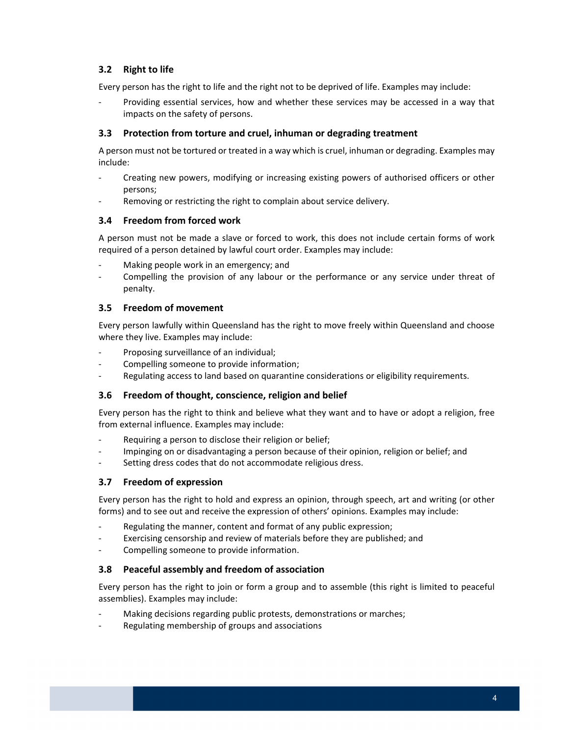### 3.2 Right to life

Every person has the right to life and the right not to be deprived of life. Examples may include:

- Providing essential services, how and whether these services may be accessed in a way that impacts on the safety of persons.

### 3.3 Protection from torture and cruel, inhuman or degrading treatment

A person must not be tortured or treated in a way which is cruel, inhuman or degrading. Examples may include:

- Creating new powers, modifying or increasing existing powers of authorised officers or other persons;
- Removing or restricting the right to complain about service delivery.

### 3.4 Freedom from forced work

A person must not be made a slave or forced to work, this does not include certain forms of work required of a person detained by lawful court order. Examples may include:

- Making people work in an emergency; and
- Compelling the provision of any labour or the performance or any service under threat of penalty.

### 3.5 Freedom of movement

Every person lawfully within Queensland has the right to move freely within Queensland and choose where they live. Examples may include:

- Proposing surveillance of an individual;
- Compelling someone to provide information;
- Regulating access to land based on quarantine considerations or eligibility requirements.

### 3.6 Freedom of thought, conscience, religion and belief

Every person has the right to think and believe what they want and to have or adopt a religion, free from external influence. Examples may include:

- Requiring a person to disclose their religion or belief;
- Impinging on or disadvantaging a person because of their opinion, religion or belief; and
- Setting dress codes that do not accommodate religious dress.

### 3.7 Freedom of expression

Every person has the right to hold and express an opinion, through speech, art and writing (or other forms) and to see out and receive the expression of others' opinions. Examples may include:

- Regulating the manner, content and format of any public expression;
- Exercising censorship and review of materials before they are published; and
- Compelling someone to provide information.

### 3.8 Peaceful assembly and freedom of association

Every person has the right to join or form a group and to assemble (this right is limited to peaceful assemblies). Examples may include:

- Making decisions regarding public protests, demonstrations or marches;
- Regulating membership of groups and associations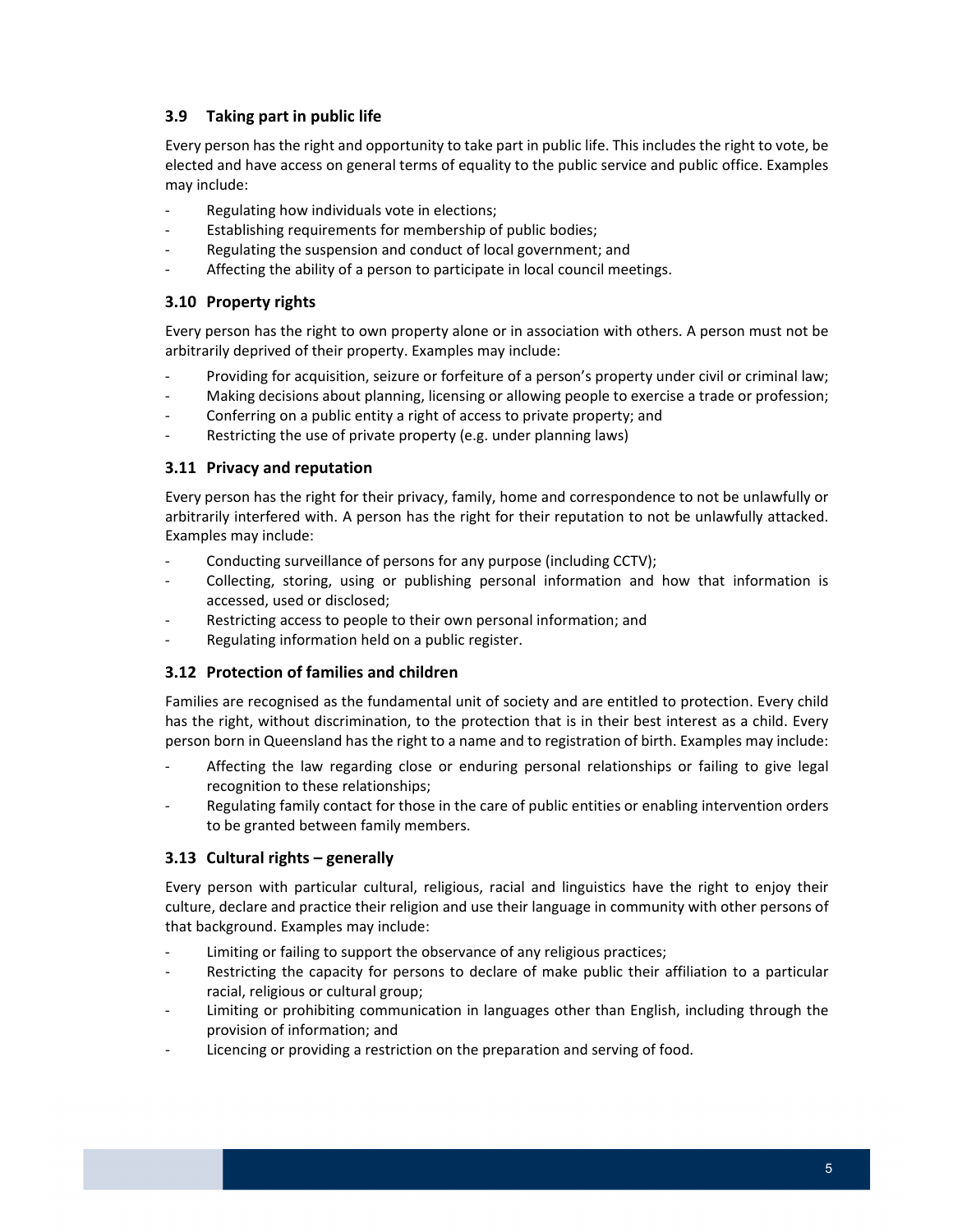### 3.9 Taking part in public life

Every person has the right and opportunity to take part in public life. This includes the right to vote, be elected and have access on general terms of equality to the public service and public office. Examples may include:

- Regulating how individuals vote in elections;
- Establishing requirements for membership of public bodies;
- Regulating the suspension and conduct of local government; and
- Affecting the ability of a person to participate in local council meetings.

### 3.10 Property rights

Every person has the right to own property alone or in association with others. A person must not be arbitrarily deprived of their property. Examples may include:

- Providing for acquisition, seizure or forfeiture of a person's property under civil or criminal law;
- Making decisions about planning, licensing or allowing people to exercise a trade or profession;
- Conferring on a public entity a right of access to private property; and
- Restricting the use of private property (e.g. under planning laws)

### 3.11 Privacy and reputation

Every person has the right for their privacy, family, home and correspondence to not be unlawfully or arbitrarily interfered with. A person has the right for their reputation to not be unlawfully attacked. Examples may include:

- Conducting surveillance of persons for any purpose (including CCTV);
- Collecting, storing, using or publishing personal information and how that information is accessed, used or disclosed;
- Restricting access to people to their own personal information; and
- Regulating information held on a public register.

### 3.12 Protection of families and children

Families are recognised as the fundamental unit of society and are entitled to protection. Every child has the right, without discrimination, to the protection that is in their best interest as a child. Every person born in Queensland has the right to a name and to registration of birth. Examples may include:

- Affecting the law regarding close or enduring personal relationships or failing to give legal recognition to these relationships;
- Regulating family contact for those in the care of public entities or enabling intervention orders to be granted between family members.

### 3.13 Cultural rights – generally

Every person with particular cultural, religious, racial and linguistics have the right to enjoy their culture, declare and practice their religion and use their language in community with other persons of that background. Examples may include:

- Limiting or failing to support the observance of any religious practices;
- Restricting the capacity for persons to declare of make public their affiliation to a particular racial, religious or cultural group;
- Limiting or prohibiting communication in languages other than English, including through the provision of information; and
- Licencing or providing a restriction on the preparation and serving of food.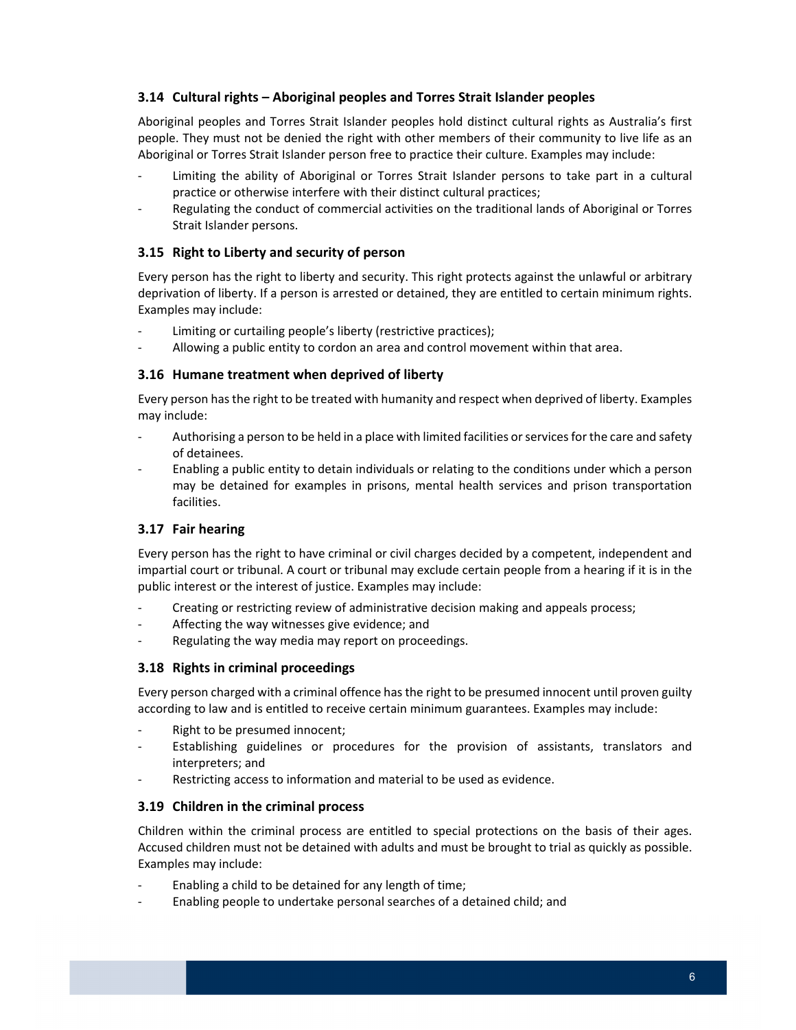### 3.14 Cultural rights – Aboriginal peoples and Torres Strait Islander peoples

Aboriginal peoples and Torres Strait Islander peoples hold distinct cultural rights as Australia's first people. They must not be denied the right with other members of their community to live life as an Aboriginal or Torres Strait Islander person free to practice their culture. Examples may include:

- Limiting the ability of Aboriginal or Torres Strait Islander persons to take part in a cultural practice or otherwise interfere with their distinct cultural practices;
- Regulating the conduct of commercial activities on the traditional lands of Aboriginal or Torres Strait Islander persons.

### 3.15 Right to Liberty and security of person

Every person has the right to liberty and security. This right protects against the unlawful or arbitrary deprivation of liberty. If a person is arrested or detained, they are entitled to certain minimum rights. Examples may include:

- Limiting or curtailing people's liberty (restrictive practices);
- Allowing a public entity to cordon an area and control movement within that area.

### 3.16 Humane treatment when deprived of liberty

Every person has the right to be treated with humanity and respect when deprived of liberty. Examples may include:

- Authorising a person to be held in a place with limited facilities or services for the care and safety of detainees.
- Enabling a public entity to detain individuals or relating to the conditions under which a person may be detained for examples in prisons, mental health services and prison transportation facilities.

### 3.17 Fair hearing

Every person has the right to have criminal or civil charges decided by a competent, independent and impartial court or tribunal. A court or tribunal may exclude certain people from a hearing if it is in the public interest or the interest of justice. Examples may include:

- Creating or restricting review of administrative decision making and appeals process;
- Affecting the way witnesses give evidence; and
- Regulating the way media may report on proceedings.

### 3.18 Rights in criminal proceedings

Every person charged with a criminal offence has the right to be presumed innocent until proven guilty according to law and is entitled to receive certain minimum guarantees. Examples may include:

- Right to be presumed innocent;
- Establishing guidelines or procedures for the provision of assistants, translators and interpreters; and
- Restricting access to information and material to be used as evidence.

### 3.19 Children in the criminal process

Children within the criminal process are entitled to special protections on the basis of their ages. Accused children must not be detained with adults and must be brought to trial as quickly as possible. Examples may include:

- Enabling a child to be detained for any length of time;
- Enabling people to undertake personal searches of a detained child; and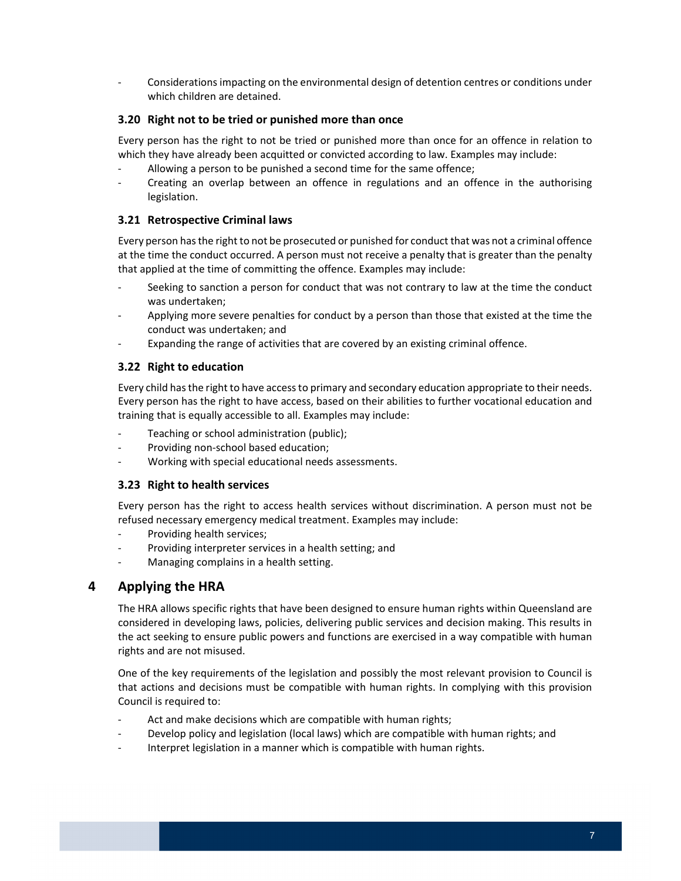- Considerations impacting on the environmental design of detention centres or conditions under which children are detained.

### 3.20 Right not to be tried or punished more than once

Every person has the right to not be tried or punished more than once for an offence in relation to which they have already been acquitted or convicted according to law. Examples may include:

- Allowing a person to be punished a second time for the same offence;
- Creating an overlap between an offence in regulations and an offence in the authorising legislation.

### 3.21 Retrospective Criminal laws

Every person has the right to not be prosecuted or punished for conduct that was not a criminal offence at the time the conduct occurred. A person must not receive a penalty that is greater than the penalty that applied at the time of committing the offence. Examples may include:

- Seeking to sanction a person for conduct that was not contrary to law at the time the conduct was undertaken;
- Applying more severe penalties for conduct by a person than those that existed at the time the conduct was undertaken; and
- Expanding the range of activities that are covered by an existing criminal offence.

### 3.22 Right to education

Every child has the right to have access to primary and secondary education appropriate to their needs. Every person has the right to have access, based on their abilities to further vocational education and training that is equally accessible to all. Examples may include:

- Teaching or school administration (public);
- Providing non-school based education;
- Working with special educational needs assessments.

### 3.23 Right to health services

Every person has the right to access health services without discrimination. A person must not be refused necessary emergency medical treatment. Examples may include:

- Providing health services;
- Providing interpreter services in a health setting; and
- Managing complains in a health setting.

## 4 Applying the HRA

The HRA allows specific rights that have been designed to ensure human rights within Queensland are considered in developing laws, policies, delivering public services and decision making. This results in the act seeking to ensure public powers and functions are exercised in a way compatible with human rights and are not misused.

One of the key requirements of the legislation and possibly the most relevant provision to Council is that actions and decisions must be compatible with human rights. In complying with this provision Council is required to:

- Act and make decisions which are compatible with human rights;
- Develop policy and legislation (local laws) which are compatible with human rights; and
- Interpret legislation in a manner which is compatible with human rights.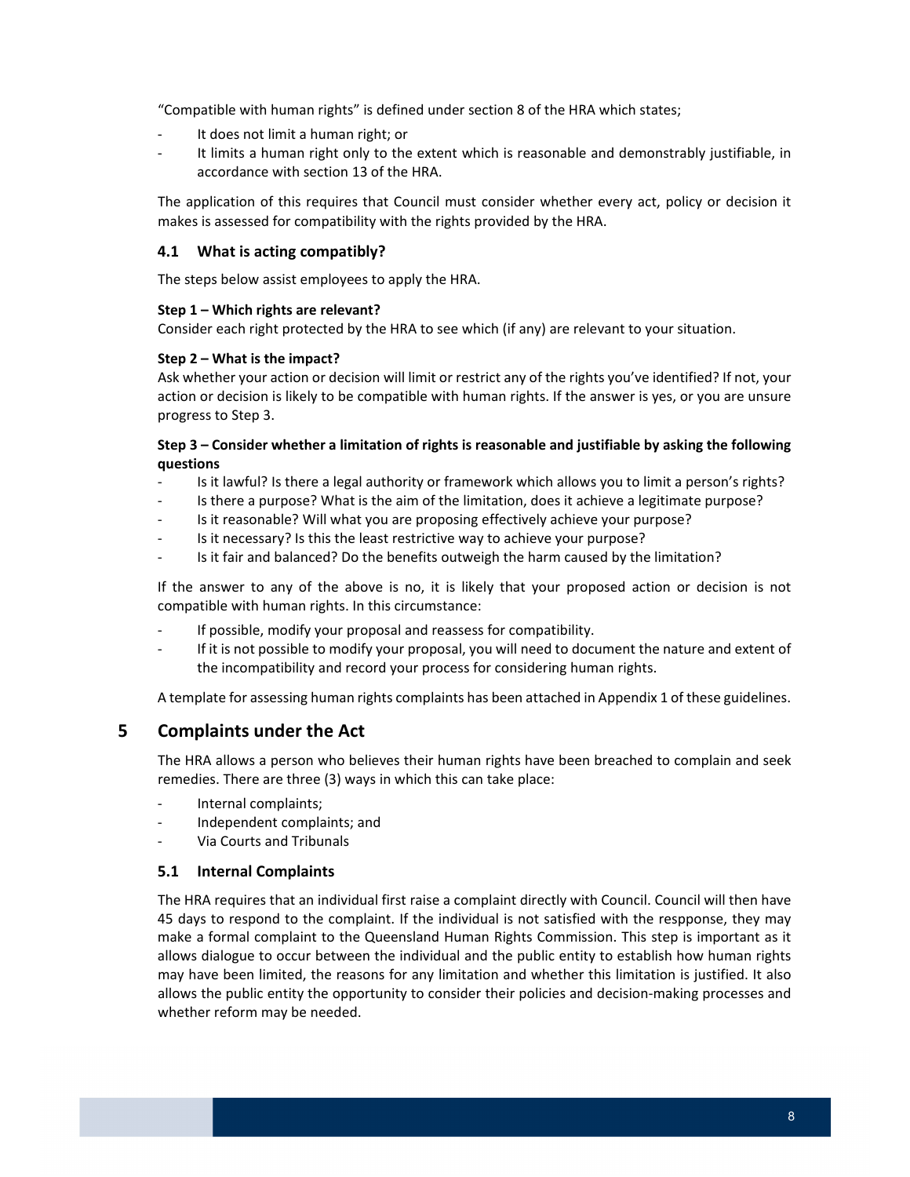"Compatible with human rights" is defined under section 8 of the HRA which states;

- It does not limit a human right; or
- It limits a human right only to the extent which is reasonable and demonstrably justifiable, in accordance with section 13 of the HRA.

The application of this requires that Council must consider whether every act, policy or decision it makes is assessed for compatibility with the rights provided by the HRA.

### 4.1 What is acting compatibly?

The steps below assist employees to apply the HRA.

**Step 1 – Which rights are relevant?**
Consider each right protected by the HRA to see which (if any) are relevant to your situation.

**Step 2 – What is the impact?**
Ask whether your action or decision will limit or restrict any of the rights you've identified? If not, your action or decision is likely to be compatible with human rights. If the answer is yes, or you are unsure progress to Step 3.

**Step 3 – Consider whether a limitation of rights is reasonable and justifiable by asking the following questions**

- Is it lawful? Is there a legal authority or framework which allows you to limit a person's rights?
- Is there a purpose? What is the aim of the limitation, does it achieve a legitimate purpose?
- Is it reasonable? Will what you are proposing effectively achieve your purpose?
- Is it necessary? Is this the least restrictive way to achieve your purpose?
- Is it fair and balanced? Do the benefits outweigh the harm caused by the limitation?

If the answer to any of the above is no, it is likely that your proposed action or decision is not compatible with human rights. In this circumstance:

- If possible, modify your proposal and reassess for compatibility.
- If it is not possible to modify your proposal, you will need to document the nature and extent of the incompatibility and record your process for considering human rights.

A template for assessing human rights complaints has been attached in Appendix 1 of these guidelines.

## 5 Complaints under the Act

The HRA allows a person who believes their human rights have been breached to complain and seek remedies. There are three (3) ways in which this can take place:

- Internal complaints;
- Independent complaints; and
- Via Courts and Tribunals

### 5.1 Internal Complaints

The HRA requires that an individual first raise a complaint directly with Council. Council will then have 45 days to respond to the complaint. If the individual is not satisfied with the respponse, they may make a formal complaint to the Queensland Human Rights Commission. This step is important as it allows dialogue to occur between the individual and the public entity to establish how human rights may have been limited, the reasons for any limitation and whether this limitation is justified. It also allows the public entity the opportunity to consider their policies and decision-making processes and whether reform may be needed.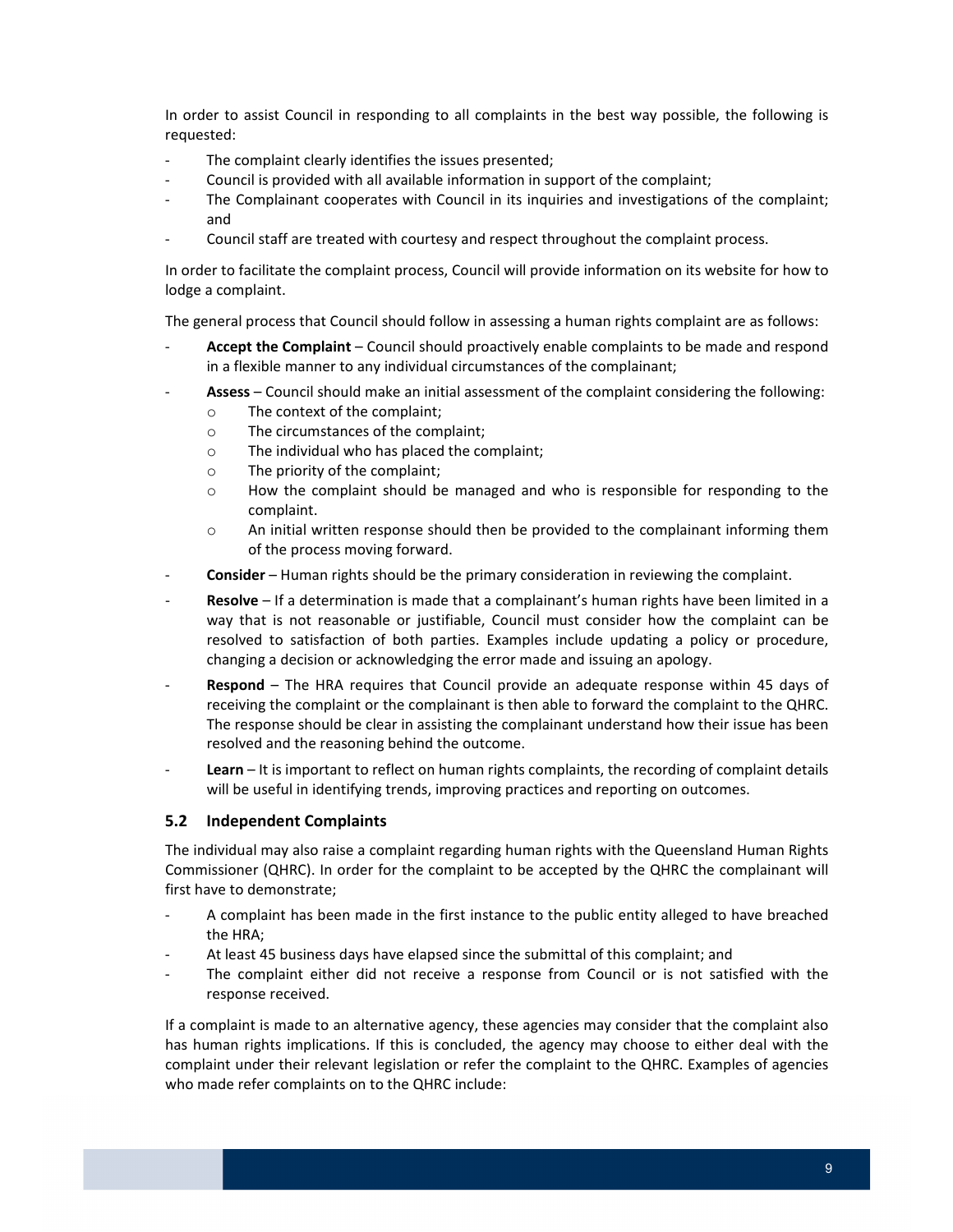In order to assist Council in responding to all complaints in the best way possible, the following is requested:

- The complaint clearly identifies the issues presented;
- Council is provided with all available information in support of the complaint;
- The Complainant cooperates with Council in its inquiries and investigations of the complaint; and
- Council staff are treated with courtesy and respect throughout the complaint process.

In order to facilitate the complaint process, Council will provide information on its website for how to lodge a complaint.

The general process that Council should follow in assessing a human rights complaint are as follows:

- **Accept the Complaint** – Council should proactively enable complaints to be made and respond in a flexible manner to any individual circumstances of the complainant;
- **Assess** – Council should make an initial assessment of the complaint considering the following:
  - The context of the complaint;
  - The circumstances of the complaint;
  - The individual who has placed the complaint;
  - The priority of the complaint;
  - How the complaint should be managed and who is responsible for responding to the complaint.
  - An initial written response should then be provided to the complainant informing them of the process moving forward.
- **Consider** – Human rights should be the primary consideration in reviewing the complaint.
- **Resolve** – If a determination is made that a complainant's human rights have been limited in a way that is not reasonable or justifiable, Council must consider how the complaint can be resolved to satisfaction of both parties. Examples include updating a policy or procedure, changing a decision or acknowledging the error made and issuing an apology.
- **Respond** – The HRA requires that Council provide an adequate response within 45 days of receiving the complaint or the complainant is then able to forward the complaint to the QHRC. The response should be clear in assisting the complainant understand how their issue has been resolved and the reasoning behind the outcome.
- **Learn** – It is important to reflect on human rights complaints, the recording of complaint details will be useful in identifying trends, improving practices and reporting on outcomes.

## 5.2 Independent Complaints

The individual may also raise a complaint regarding human rights with the Queensland Human Rights Commissioner (QHRC). In order for the complaint to be accepted by the QHRC the complainant will first have to demonstrate;

- A complaint has been made in the first instance to the public entity alleged to have breached the HRA;
- At least 45 business days have elapsed since the submittal of this complaint; and
- The complaint either did not receive a response from Council or is not satisfied with the response received.

If a complaint is made to an alternative agency, these agencies may consider that the complaint also has human rights implications. If this is concluded, the agency may choose to either deal with the complaint under their relevant legislation or refer the complaint to the QHRC. Examples of agencies who made refer complaints on to the QHRC include: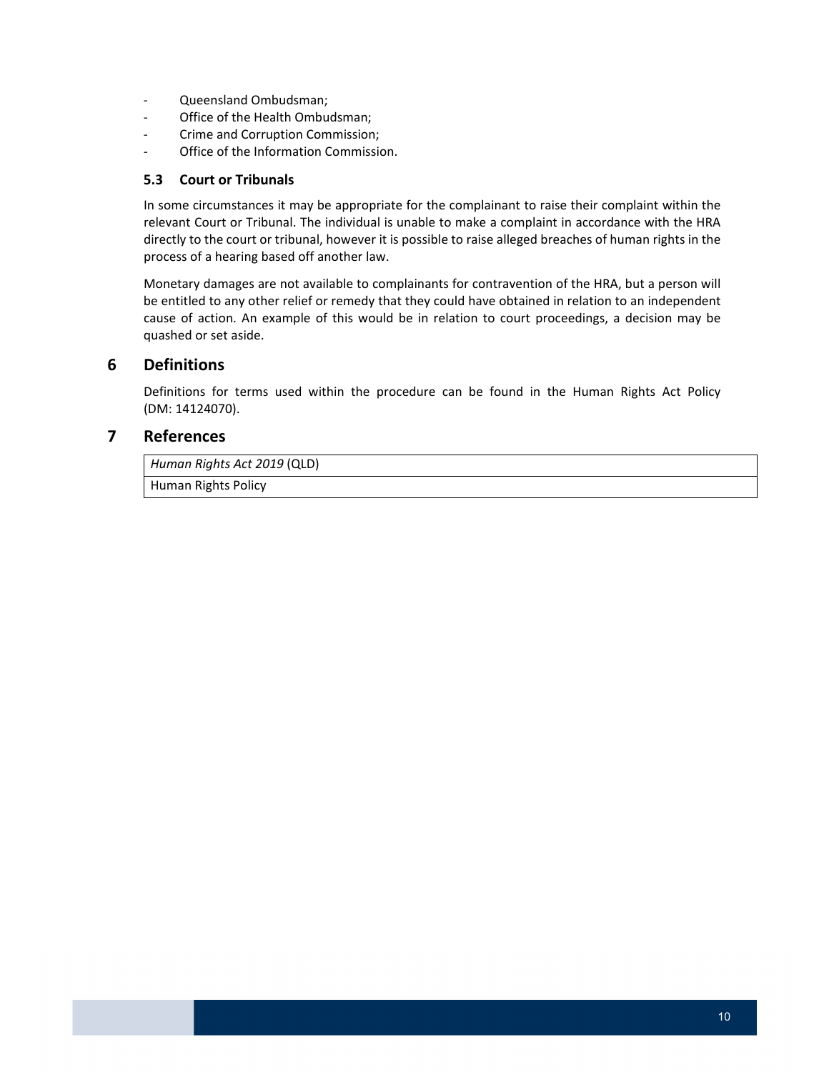- Queensland Ombudsman;
- Office of the Health Ombudsman;
- Crime and Corruption Commission;
- Office of the Information Commission.

### 5.3 Court or Tribunals

In some circumstances it may be appropriate for the complainant to raise their complaint within the relevant Court or Tribunal. The individual is unable to make a complaint in accordance with the HRA directly to the court or tribunal, however it is possible to raise alleged breaches of human rights in the process of a hearing based off another law.

Monetary damages are not available to complainants for contravention of the HRA, but a person will be entitled to any other relief or remedy that they could have obtained in relation to an independent cause of action. An example of this would be in relation to court proceedings, a decision may be quashed or set aside.

## 6 Definitions

Definitions for terms used within the procedure can be found in the Human Rights Act Policy (DM: 14124070).

## 7 References

| *Human Rights Act 2019* (QLD) |
|---|
| Human Rights Policy |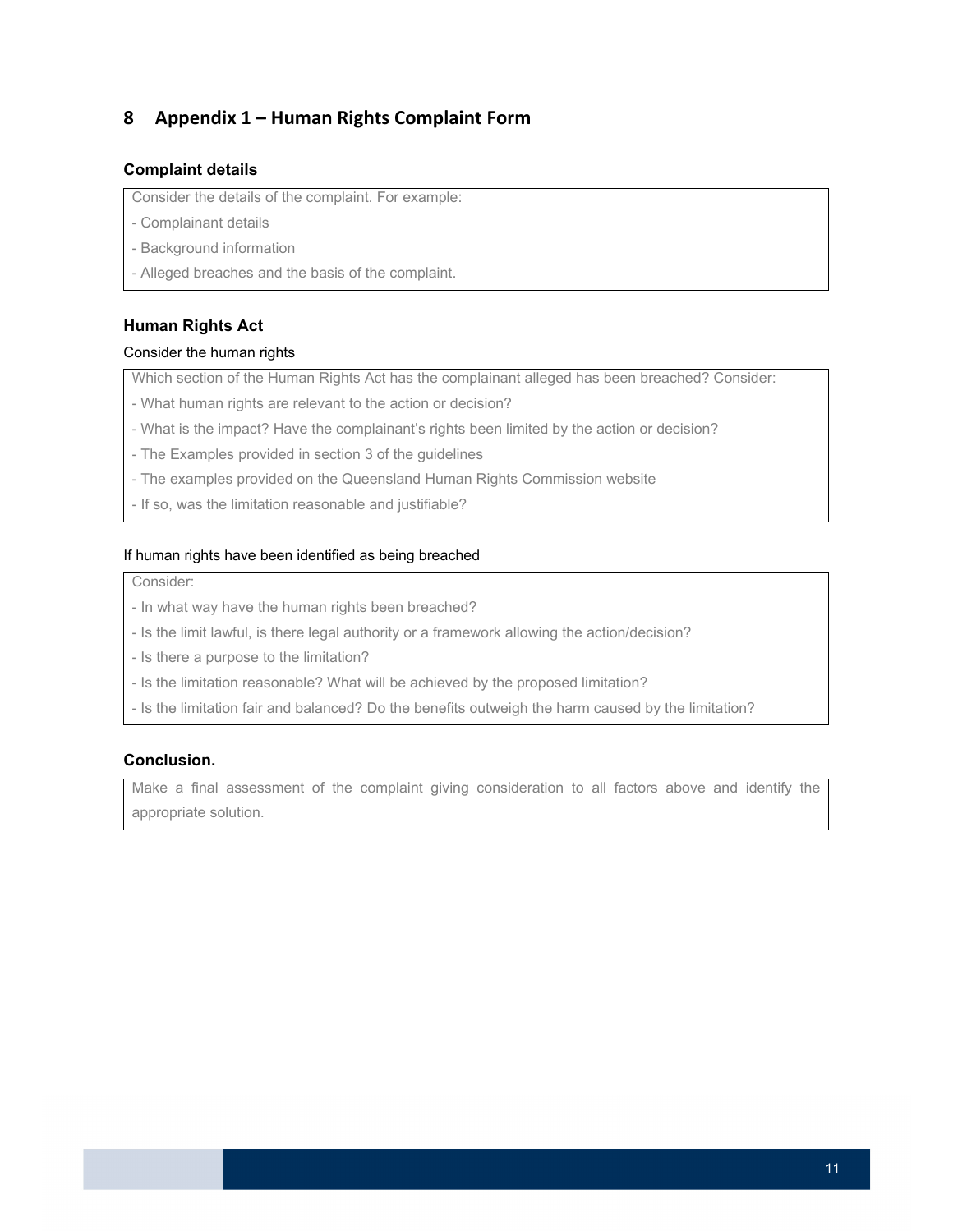# 8 Appendix 1 – Human Rights Complaint Form

### Complaint details

| |
|---|
| Consider the details of the complaint. For example:<br>- Complainant details<br>- Background information<br>- Alleged breaches and the basis of the complaint. |

### Human Rights Act

Consider the human rights

| |
|---|
| Which section of the Human Rights Act has the complainant alleged has been breached? Consider:<br>- What human rights are relevant to the action or decision?<br>- What is the impact? Have the complainant's rights been limited by the action or decision?<br>- The Examples provided in section 3 of the guidelines<br>- The examples provided on the Queensland Human Rights Commission website<br>- If so, was the limitation reasonable and justifiable? |

If human rights have been identified as being breached

| |
|---|
| Consider:<br>- In what way have the human rights been breached?<br>- Is the limit lawful, is there legal authority or a framework allowing the action/decision?<br>- Is there a purpose to the limitation?<br>- Is the limitation reasonable? What will be achieved by the proposed limitation?<br>- Is the limitation fair and balanced? Do the benefits outweigh the harm caused by the limitation? |

### Conclusion.

| |
|---|
| Make a final assessment of the complaint giving consideration to all factors above and identify the appropriate solution. |